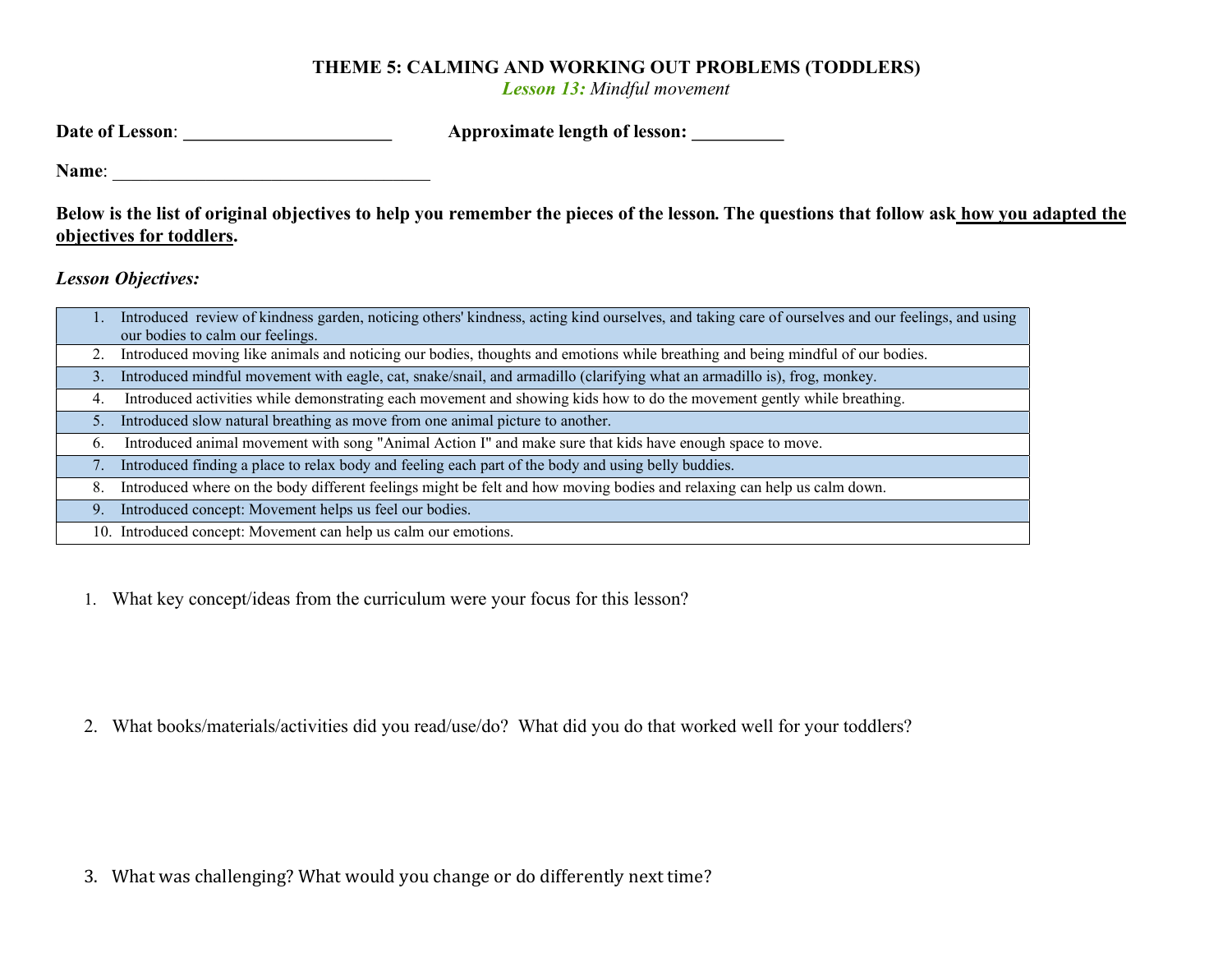# THEME 5: CALMING AND WORKING OUT PROBLEMS (TODDLERS)

*Lesson 13: Mindful movement*

**Date of Lesson**: ______________________ **Approximate length of lesson:** __________

**Name**: ___________________________________

**Below is the list of original objectives to help you remember the pieces of the lesson. The questions that follow ask how you adapted the objectives for toddlers.**

***Lesson Objectives:***

| | |
|---|---|
| 1. | Introduced review of kindness garden, noticing others' kindness, acting kind ourselves, and taking care of ourselves and our feelings, and using our bodies to calm our feelings. |
| 2. | Introduced moving like animals and noticing our bodies, thoughts and emotions while breathing and being mindful of our bodies. |
| 3. | Introduced mindful movement with eagle, cat, snake/snail, and armadillo (clarifying what an armadillo is), frog, monkey. |
| 4. | Introduced activities while demonstrating each movement and showing kids how to do the movement gently while breathing. |
| 5. | Introduced slow natural breathing as move from one animal picture to another. |
| 6. | Introduced animal movement with song "Animal Action I" and make sure that kids have enough space to move. |
| 7. | Introduced finding a place to relax body and feeling each part of the body and using belly buddies. |
| 8. | Introduced where on the body different feelings might be felt and how moving bodies and relaxing can help us calm down. |
| 9. | Introduced concept: Movement helps us feel our bodies. |
| 10. | Introduced concept: Movement can help us calm our emotions. |

1. What key concept/ideas from the curriculum were your focus for this lesson?

2. What books/materials/activities did you read/use/do? What did you do that worked well for your toddlers?

3. What was challenging? What would you change or do differently next time?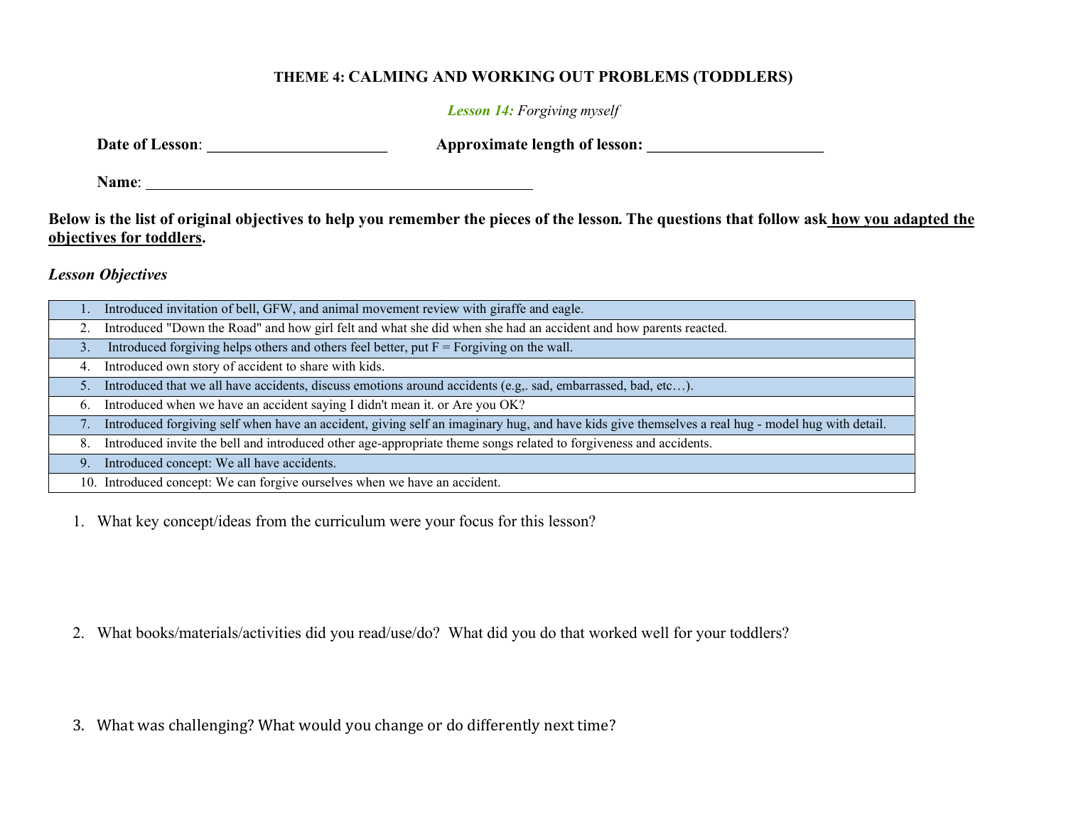**THEME 4: CALMING AND WORKING OUT PROBLEMS (TODDLERS)**

*Lesson 14: Forgiving myself*

**Date of Lesson**: ______________________ **Approximate length of lesson:** ______________________

**Name**: ______________________________________________

**Below is the list of original objectives to help you remember the pieces of the lesson. The questions that follow ask <u>how you adapted the objectives for toddlers</u>.**

***Lesson Objectives***

| | |
|---|---|
| 1. | Introduced invitation of bell, GFW, and animal movement review with giraffe and eagle. |
| 2. | Introduced "Down the Road" and how girl felt and what she did when she had an accident and how parents reacted. |
| 3. | Introduced forgiving helps others and others feel better, put F = Forgiving on the wall. |
| 4. | Introduced own story of accident to share with kids. |
| 5. | Introduced that we all have accidents, discuss emotions around accidents (e.g,. sad, embarrassed, bad, etc…). |
| 6. | Introduced when we have an accident saying I didn't mean it. or Are you OK? |
| 7. | Introduced forgiving self when have an accident, giving self an imaginary hug, and have kids give themselves a real hug - model hug with detail. |
| 8. | Introduced invite the bell and introduced other age-appropriate theme songs related to forgiveness and accidents. |
| 9. | Introduced concept: We all have accidents. |
| 10. | Introduced concept: We can forgive ourselves when we have an accident. |

1. What key concept/ideas from the curriculum were your focus for this lesson?

2. What books/materials/activities did you read/use/do? What did you do that worked well for your toddlers?

3. What was challenging? What would you change or do differently next time?